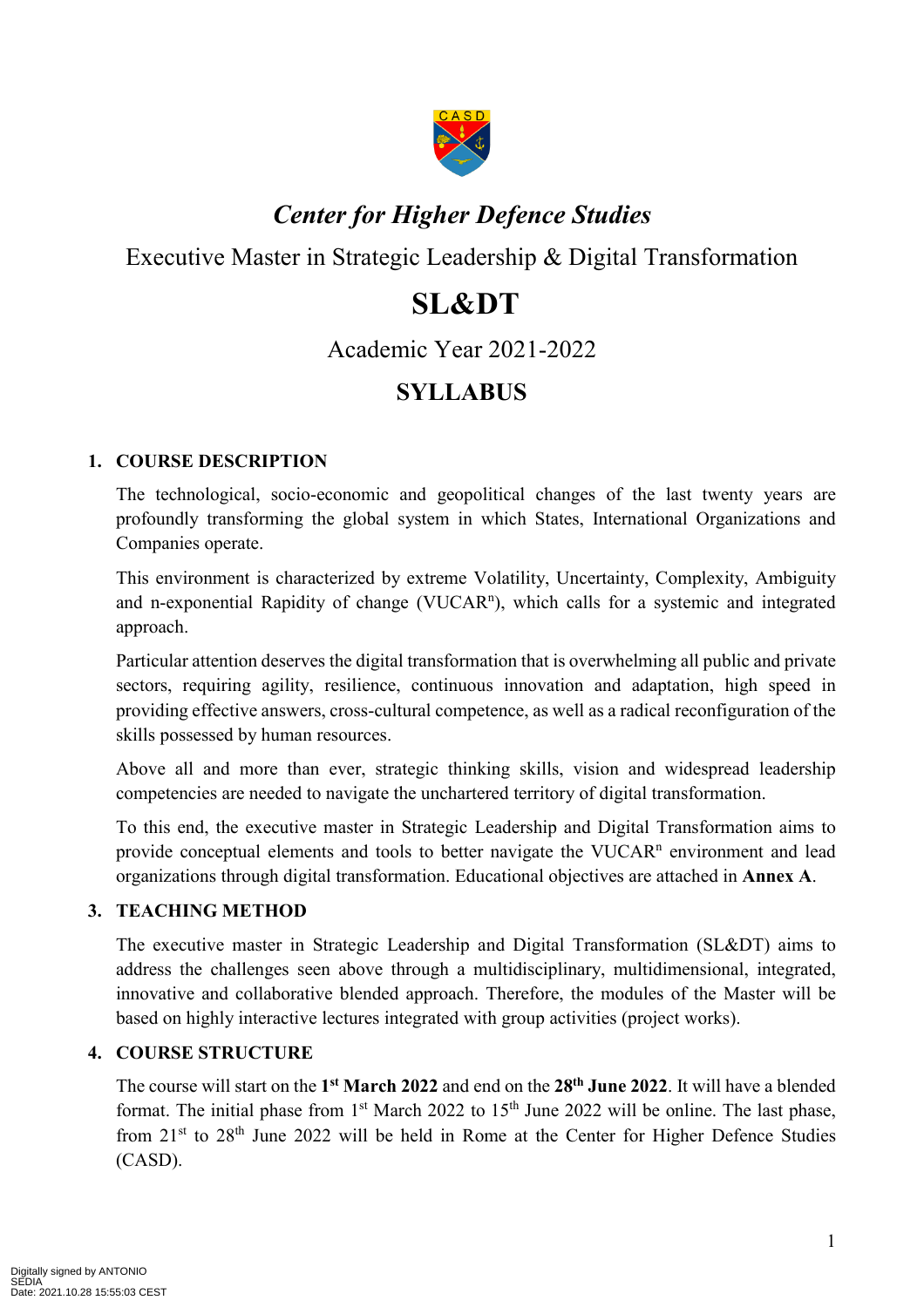# *Center for Higher Defence Studies*

Executive Master in Strategic Leadership & Digital Transformation

# SL&DT

Academic Year 2021-2022

## SYLLABUS

### 1. COURSE DESCRIPTION

The technological, socio-economic and geopolitical changes of the last twenty years are profoundly transforming the global system in which States, International Organizations and Companies operate.

This environment is characterized by extreme Volatility, Uncertainty, Complexity, Ambiguity and n-exponential Rapidity of change (VUCAR$^n$), which calls for a systemic and integrated approach.

Particular attention deserves the digital transformation that is overwhelming all public and private sectors, requiring agility, resilience, continuous innovation and adaptation, high speed in providing effective answers, cross-cultural competence, as well as a radical reconfiguration of the skills possessed by human resources.

Above all and more than ever, strategic thinking skills, vision and widespread leadership competencies are needed to navigate the unchartered territory of digital transformation.

To this end, the executive master in Strategic Leadership and Digital Transformation aims to provide conceptual elements and tools to better navigate the VUCAR$^n$ environment and lead organizations through digital transformation. Educational objectives are attached in **Annex A**.

### 3. TEACHING METHOD

The executive master in Strategic Leadership and Digital Transformation (SL&DT) aims to address the challenges seen above through a multidisciplinary, multidimensional, integrated, innovative and collaborative blended approach. Therefore, the modules of the Master will be based on highly interactive lectures integrated with group activities (project works).

### 4. COURSE STRUCTURE

The course will start on the **1st March 2022** and end on the **28th June 2022**. It will have a blended format. The initial phase from 1st March 2022 to 15th June 2022 will be online. The last phase, from 21st to 28th June 2022 will be held in Rome at the Center for Higher Defence Studies (CASD).

Digitally signed by ANTONIO SEDIA
Date: 2021.10.28 15:55:03 CEST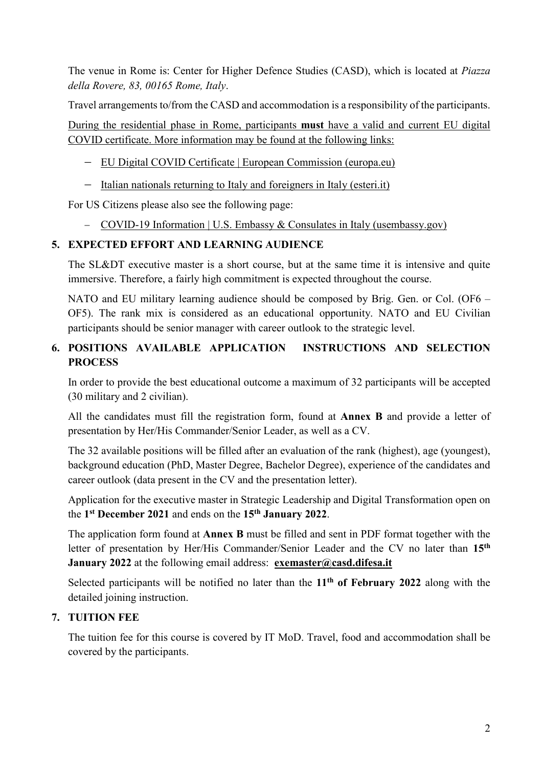The venue in Rome is: Center for Higher Defence Studies (CASD), which is located at *Piazza della Rovere, 83, 00165 Rome, Italy*.

Travel arrangements to/from the CASD and accommodation is a responsibility of the participants.

During the residential phase in Rome, participants **must** have a valid and current EU digital COVID certificate. More information may be found at the following links:

- EU Digital COVID Certificate | European Commission (europa.eu)
- Italian nationals returning to Italy and foreigners in Italy (esteri.it)

For US Citizens please also see the following page:

- COVID-19 Information | U.S. Embassy & Consulates in Italy (usembassy.gov)

## 5. EXPECTED EFFORT AND LEARNING AUDIENCE

The SL&DT executive master is a short course, but at the same time it is intensive and quite immersive. Therefore, a fairly high commitment is expected throughout the course.

NATO and EU military learning audience should be composed by Brig. Gen. or Col. (OF6 – OF5). The rank mix is considered as an educational opportunity. NATO and EU Civilian participants should be senior manager with career outlook to the strategic level.

## 6. POSITIONS AVAILABLE APPLICATION INSTRUCTIONS AND SELECTION PROCESS

In order to provide the best educational outcome a maximum of 32 participants will be accepted (30 military and 2 civilian).

All the candidates must fill the registration form, found at **Annex B** and provide a letter of presentation by Her/His Commander/Senior Leader, as well as a CV.

The 32 available positions will be filled after an evaluation of the rank (highest), age (youngest), background education (PhD, Master Degree, Bachelor Degree), experience of the candidates and career outlook (data present in the CV and the presentation letter).

Application for the executive master in Strategic Leadership and Digital Transformation open on the **1st December 2021** and ends on the **15th January 2022**.

The application form found at **Annex B** must be filled and sent in PDF format together with the letter of presentation by Her/His Commander/Senior Leader and the CV no later than **15th January 2022** at the following email address: **exemaster@casd.difesa.it**

Selected participants will be notified no later than the **11th of February 2022** along with the detailed joining instruction.

## 7. TUITION FEE

The tuition fee for this course is covered by IT MoD. Travel, food and accommodation shall be covered by the participants.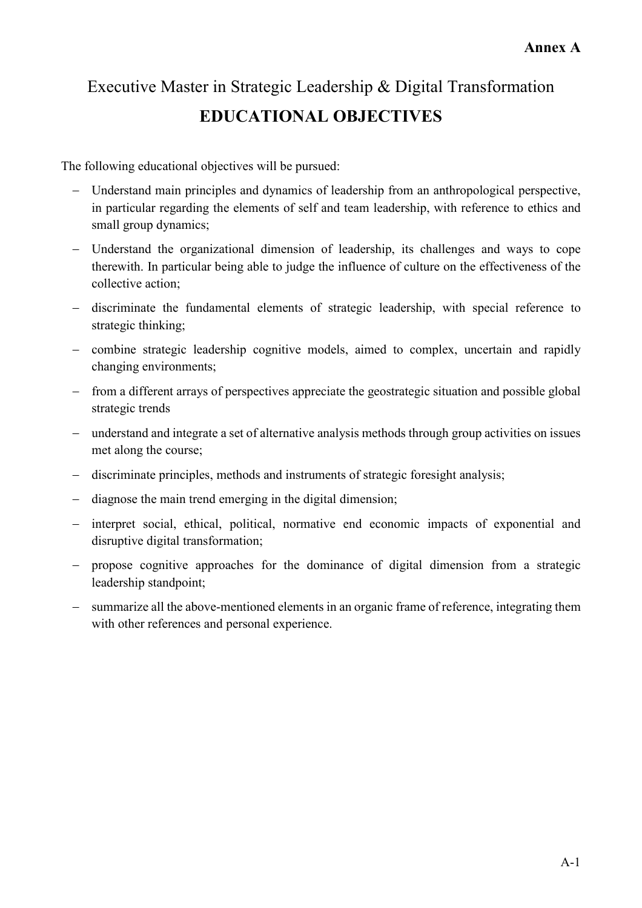**Annex A**

# Executive Master in Strategic Leadership & Digital Transformation

## EDUCATIONAL OBJECTIVES

The following educational objectives will be pursued:

- Understand main principles and dynamics of leadership from an anthropological perspective, in particular regarding the elements of self and team leadership, with reference to ethics and small group dynamics;
- Understand the organizational dimension of leadership, its challenges and ways to cope therewith. In particular being able to judge the influence of culture on the effectiveness of the collective action;
- discriminate the fundamental elements of strategic leadership, with special reference to strategic thinking;
- combine strategic leadership cognitive models, aimed to complex, uncertain and rapidly changing environments;
- from a different arrays of perspectives appreciate the geostrategic situation and possible global strategic trends
- understand and integrate a set of alternative analysis methods through group activities on issues met along the course;
- discriminate principles, methods and instruments of strategic foresight analysis;
- diagnose the main trend emerging in the digital dimension;
- interpret social, ethical, political, normative end economic impacts of exponential and disruptive digital transformation;
- propose cognitive approaches for the dominance of digital dimension from a strategic leadership standpoint;
- summarize all the above-mentioned elements in an organic frame of reference, integrating them with other references and personal experience.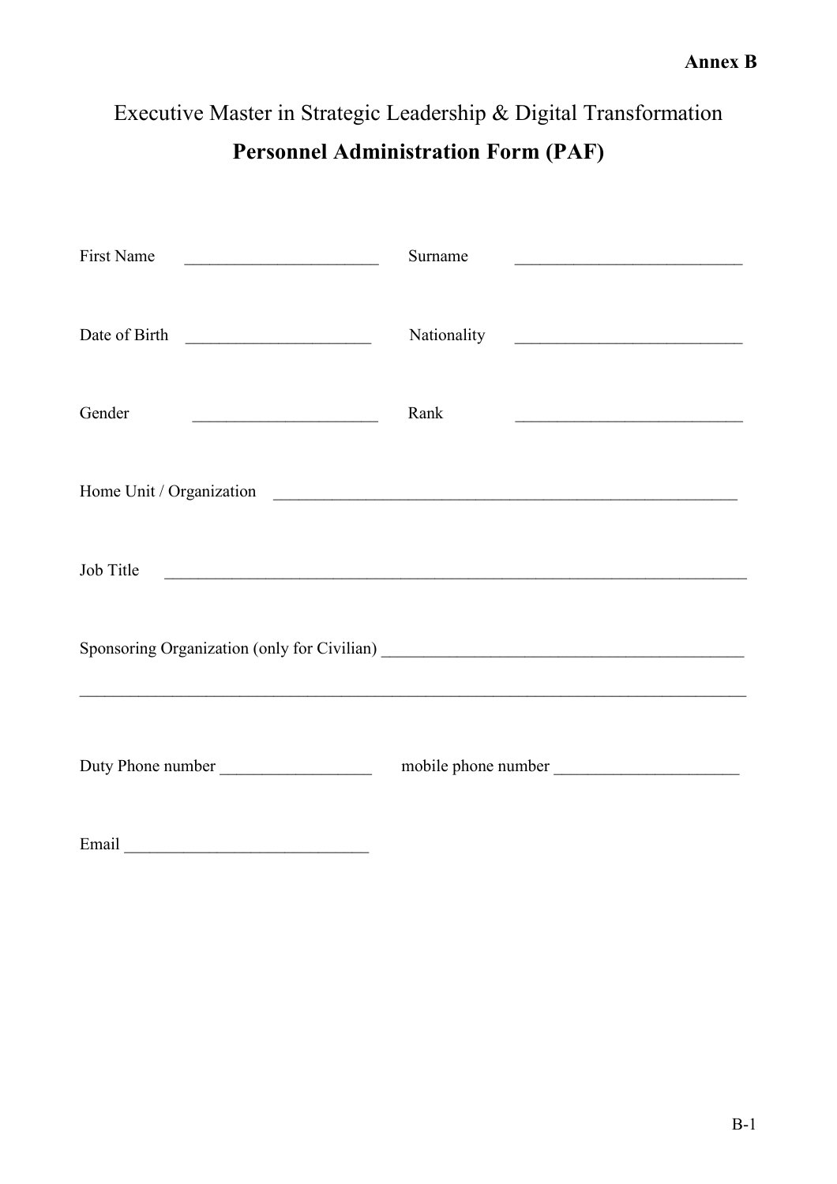**Annex B**

# Executive Master in Strategic Leadership & Digital Transformation

## Personnel Administration Form (PAF)

First Name ________________________ Surname ____________________________

Date of Birth ______________________ Nationality ____________________________

Gender ______________________ Rank ____________________________

Home Unit / Organization ___________________________________________________________

Job Title ___________________________________________________________________________

Sponsoring Organization (only for Civilian) _____________________________________________

_____________________________________________________________________________________

Duty Phone number ___________________ mobile phone number ______________________

Email _____________________________